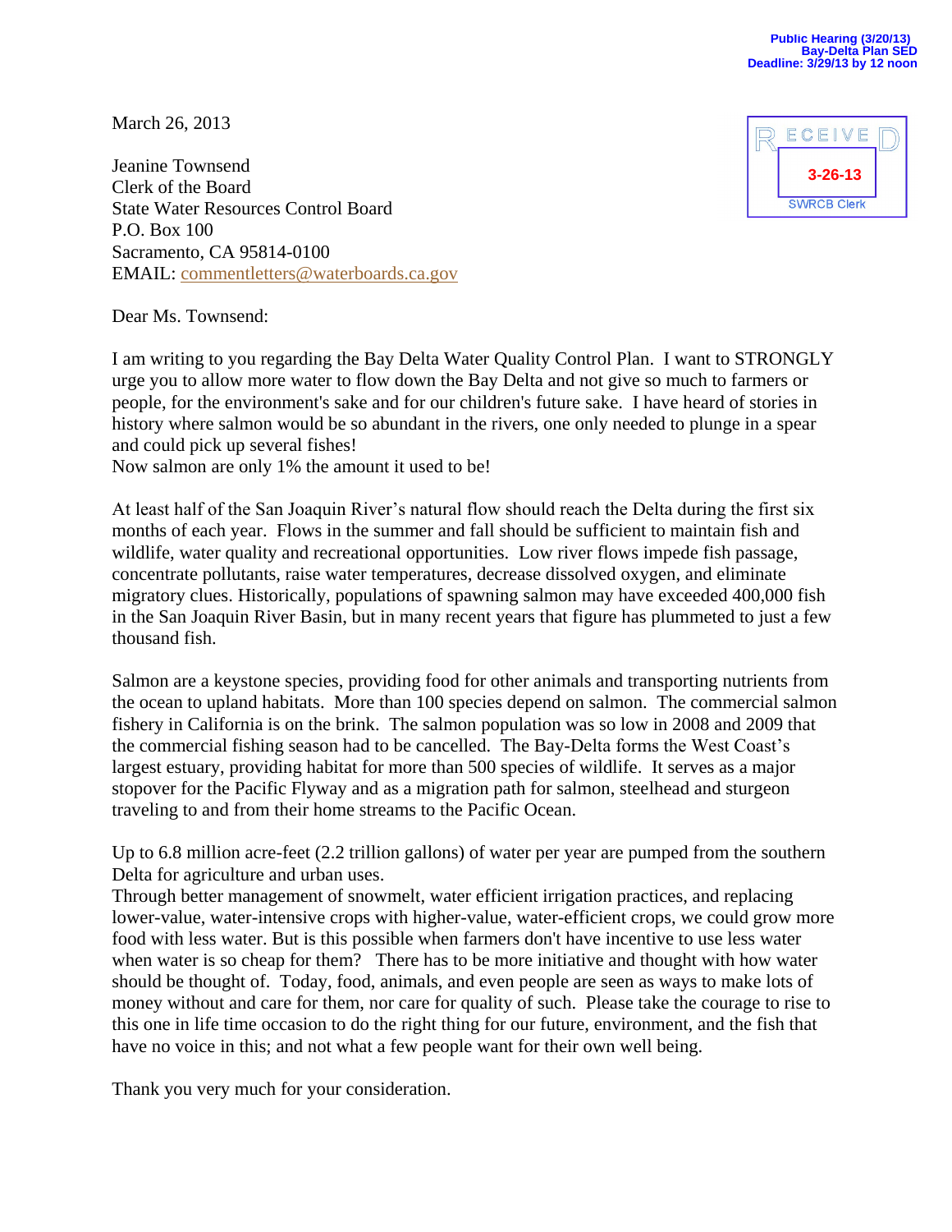Public Hearing (3/20/13)
Bay-Delta Plan SED
Deadline: 3/29/13 by 12 noon

RECEIVED
3-26-13
SWRCB Clerk

March 26, 2013

Jeanine Townsend
Clerk of the Board
State Water Resources Control Board
P.O. Box 100
Sacramento, CA 95814-0100
EMAIL: commentletters@waterboards.ca.gov

Dear Ms. Townsend:

I am writing to you regarding the Bay Delta Water Quality Control Plan. I want to STRONGLY urge you to allow more water to flow down the Bay Delta and not give so much to farmers or people, for the environment's sake and for our children's future sake. I have heard of stories in history where salmon would be so abundant in the rivers, one only needed to plunge in a spear and could pick up several fishes!
Now salmon are only 1% the amount it used to be!

At least half of the San Joaquin River's natural flow should reach the Delta during the first six months of each year. Flows in the summer and fall should be sufficient to maintain fish and wildlife, water quality and recreational opportunities. Low river flows impede fish passage, concentrate pollutants, raise water temperatures, decrease dissolved oxygen, and eliminate migratory clues. Historically, populations of spawning salmon may have exceeded 400,000 fish in the San Joaquin River Basin, but in many recent years that figure has plummeted to just a few thousand fish.

Salmon are a keystone species, providing food for other animals and transporting nutrients from the ocean to upland habitats. More than 100 species depend on salmon. The commercial salmon fishery in California is on the brink. The salmon population was so low in 2008 and 2009 that the commercial fishing season had to be cancelled. The Bay-Delta forms the West Coast's largest estuary, providing habitat for more than 500 species of wildlife. It serves as a major stopover for the Pacific Flyway and as a migration path for salmon, steelhead and sturgeon traveling to and from their home streams to the Pacific Ocean.

Up to 6.8 million acre-feet (2.2 trillion gallons) of water per year are pumped from the southern Delta for agriculture and urban uses.
Through better management of snowmelt, water efficient irrigation practices, and replacing lower-value, water-intensive crops with higher-value, water-efficient crops, we could grow more food with less water. But is this possible when farmers don't have incentive to use less water when water is so cheap for them? There has to be more initiative and thought with how water should be thought of. Today, food, animals, and even people are seen as ways to make lots of money without and care for them, nor care for quality of such. Please take the courage to rise to this one in life time occasion to do the right thing for our future, environment, and the fish that have no voice in this; and not what a few people want for their own well being.

Thank you very much for your consideration.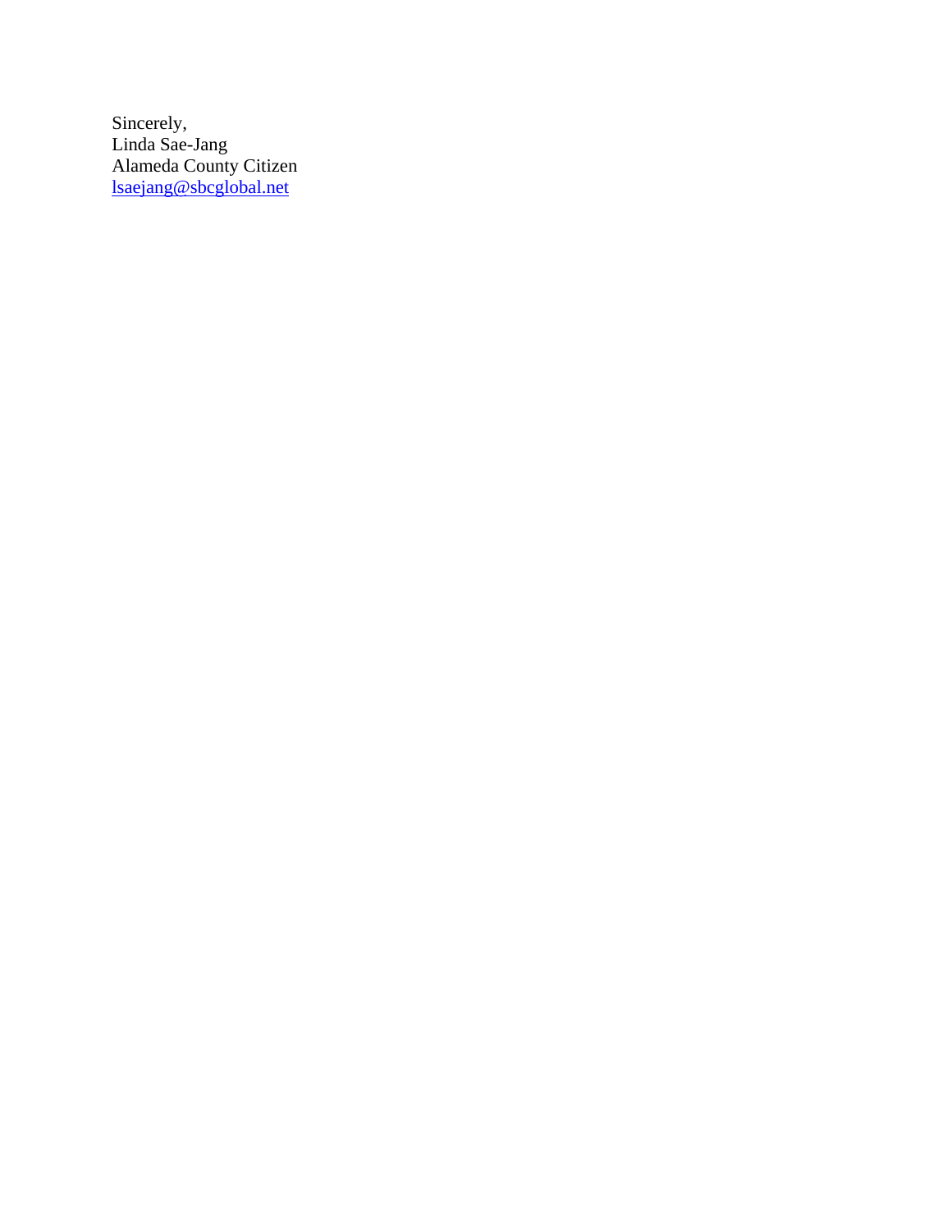Sincerely,
Linda Sae-Jang
Alameda County Citizen
lsaejang@sbcglobal.net